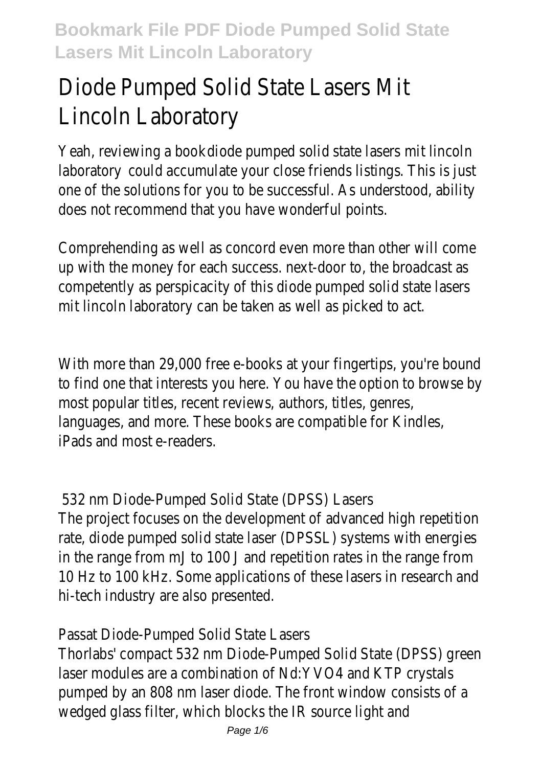# Diode Pumped Solid State Lasers Mit Lincoln Laboratory

Yeah, reviewing a book diode pumped solid state lasers mit lincoln laboratory could accumulate your close friends listings. This is just one of the solutions for you to be successful. As understood, ability does not recommend that you have wonderful points.

Comprehending as well as concord even more than other will come up with the money for each success. next-door to, the broadcast as competently as perspicacity of this diode pumped solid state lasers mit lincoln laboratory can be taken as well as picked to act.

With more than 29,000 free e-books at your fingertips, you're bound to find one that interests you here. You have the option to browse by most popular titles, recent reviews, authors, titles, genres, languages, and more. These books are compatible for Kindles, iPads and most e-readers.

## 532 nm Diode-Pumped Solid State (DPSS) Lasers

The project focuses on the development of advanced high repetition rate, diode pumped solid state laser (DPSSL) systems with energies in the range from mJ to 100 J and repetition rates in the range from 10 Hz to 100 kHz. Some applications of these lasers in research and hi-tech industry are also presented.

## Passat Diode-Pumped Solid State Lasers

Thorlabs' compact 532 nm Diode-Pumped Solid State (DPSS) green laser modules are a combination of Nd:YVO4 and KTP crystals pumped by an 808 nm laser diode. The front window consists of a wedged glass filter, which blocks the IR source light and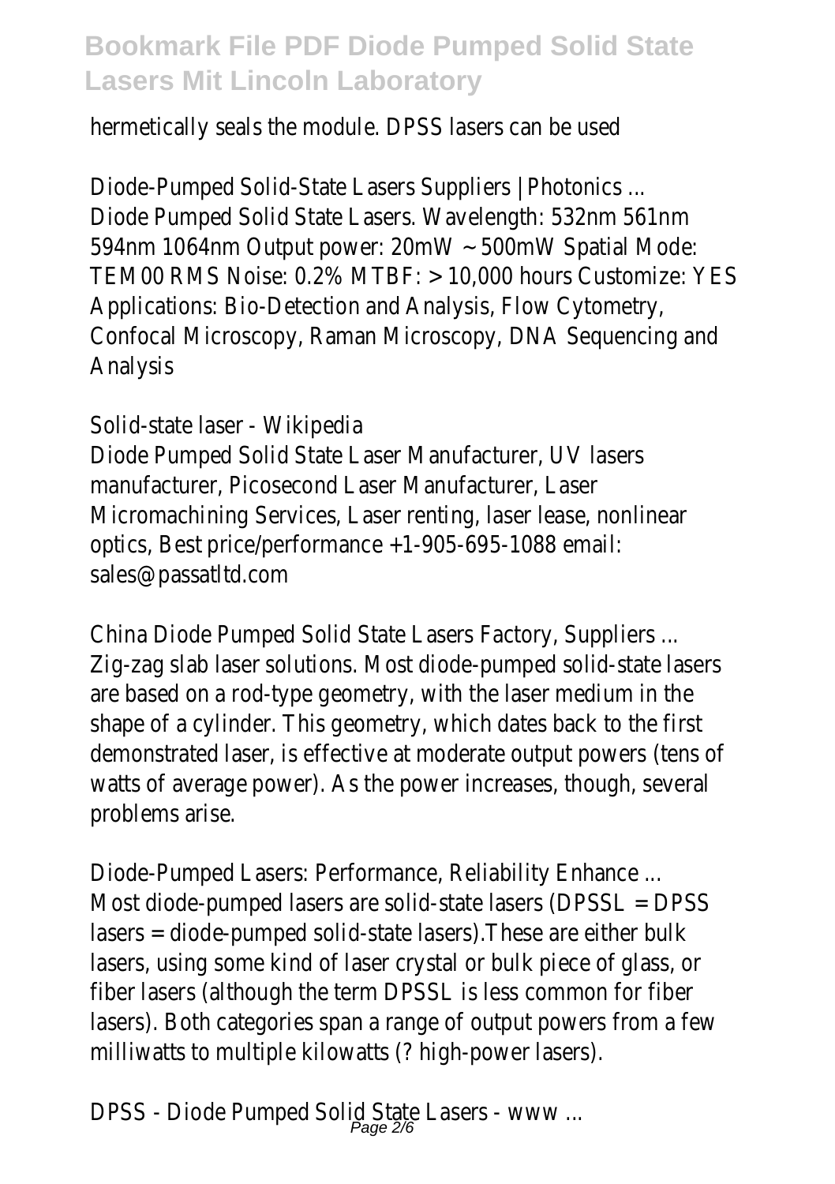hermetically seals the module. DPSS lasers can be used

Diode-Pumped Solid-State Lasers Suppliers | Photonics ...
Diode Pumped Solid State Lasers. Wavelength: 532nm 561nm 594nm 1064nm Output power: 20mW ~ 500mW Spatial Mode: TEM00 RMS Noise: 0.2% MTBF: > 10,000 hours Customize: YES Applications: Bio-Detection and Analysis, Flow Cytometry, Confocal Microscopy, Raman Microscopy, DNA Sequencing and Analysis

Solid-state laser - Wikipedia
Diode Pumped Solid State Laser Manufacturer, UV lasers manufacturer, Picosecond Laser Manufacturer, Laser Micromachining Services, Laser renting, laser lease, nonlinear optics, Best price/performance +1-905-695-1088 email: sales@passatltd.com

China Diode Pumped Solid State Lasers Factory, Suppliers ...
Zig-zag slab laser solutions. Most diode-pumped solid-state lasers are based on a rod-type geometry, with the laser medium in the shape of a cylinder. This geometry, which dates back to the first demonstrated laser, is effective at moderate output powers (tens of watts of average power). As the power increases, though, several problems arise.

Diode-Pumped Lasers: Performance, Reliability Enhance ...
Most diode-pumped lasers are solid-state lasers (DPSSL = DPSS lasers = diode-pumped solid-state lasers).These are either bulk lasers, using some kind of laser crystal or bulk piece of glass, or fiber lasers (although the term DPSSL is less common for fiber lasers). Both categories span a range of output powers from a few milliwatts to multiple kilowatts (? high-power lasers).

DPSS - Diode Pumped Solid State Lasers - www ...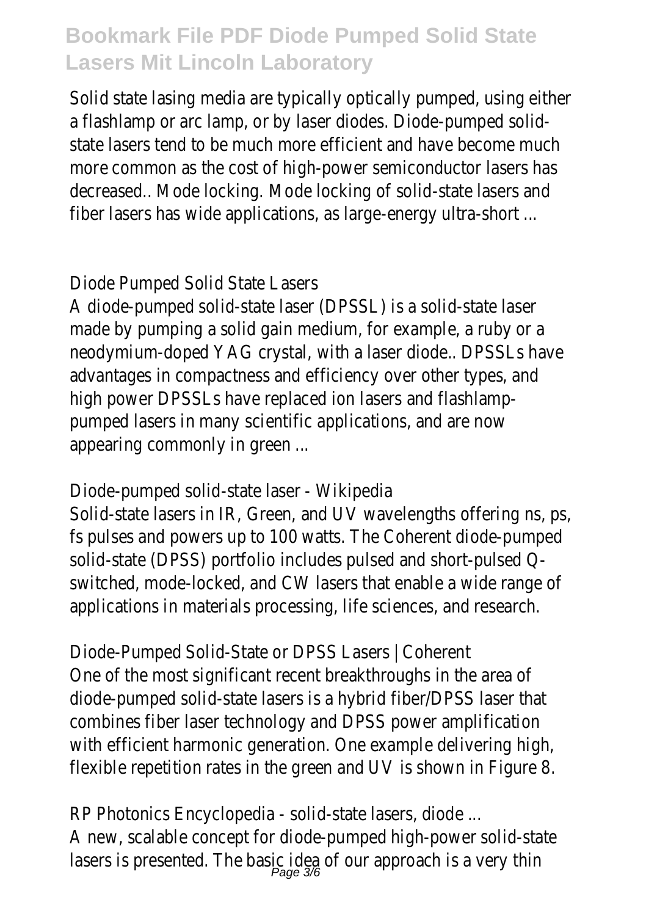Solid state lasing media are typically optically pumped, using either a flashlamp or arc lamp, or by laser diodes. Diode-pumped solid-state lasers tend to be much more efficient and have become much more common as the cost of high-power semiconductor lasers has decreased.. Mode locking. Mode locking of solid-state lasers and fiber lasers has wide applications, as large-energy ultra-short ...

Diode Pumped Solid State Lasers

A diode-pumped solid-state laser (DPSSL) is a solid-state laser made by pumping a solid gain medium, for example, a ruby or a neodymium-doped YAG crystal, with a laser diode.. DPSSLs have advantages in compactness and efficiency over other types, and high power DPSSLs have replaced ion lasers and flashlamp-pumped lasers in many scientific applications, and are now appearing commonly in green ...

Diode-pumped solid-state laser - Wikipedia

Solid-state lasers in IR, Green, and UV wavelengths offering ns, ps, fs pulses and powers up to 100 watts. The Coherent diode-pumped solid-state (DPSS) portfolio includes pulsed and short-pulsed Q-switched, mode-locked, and CW lasers that enable a wide range of applications in materials processing, life sciences, and research.

Diode-Pumped Solid-State or DPSS Lasers | Coherent

One of the most significant recent breakthroughs in the area of diode-pumped solid-state lasers is a hybrid fiber/DPSS laser that combines fiber laser technology and DPSS power amplification with efficient harmonic generation. One example delivering high, flexible repetition rates in the green and UV is shown in Figure 8.

RP Photonics Encyclopedia - solid-state lasers, diode ...

A new, scalable concept for diode-pumped high-power solid-state lasers is presented. The basic idea of our approach is a very thin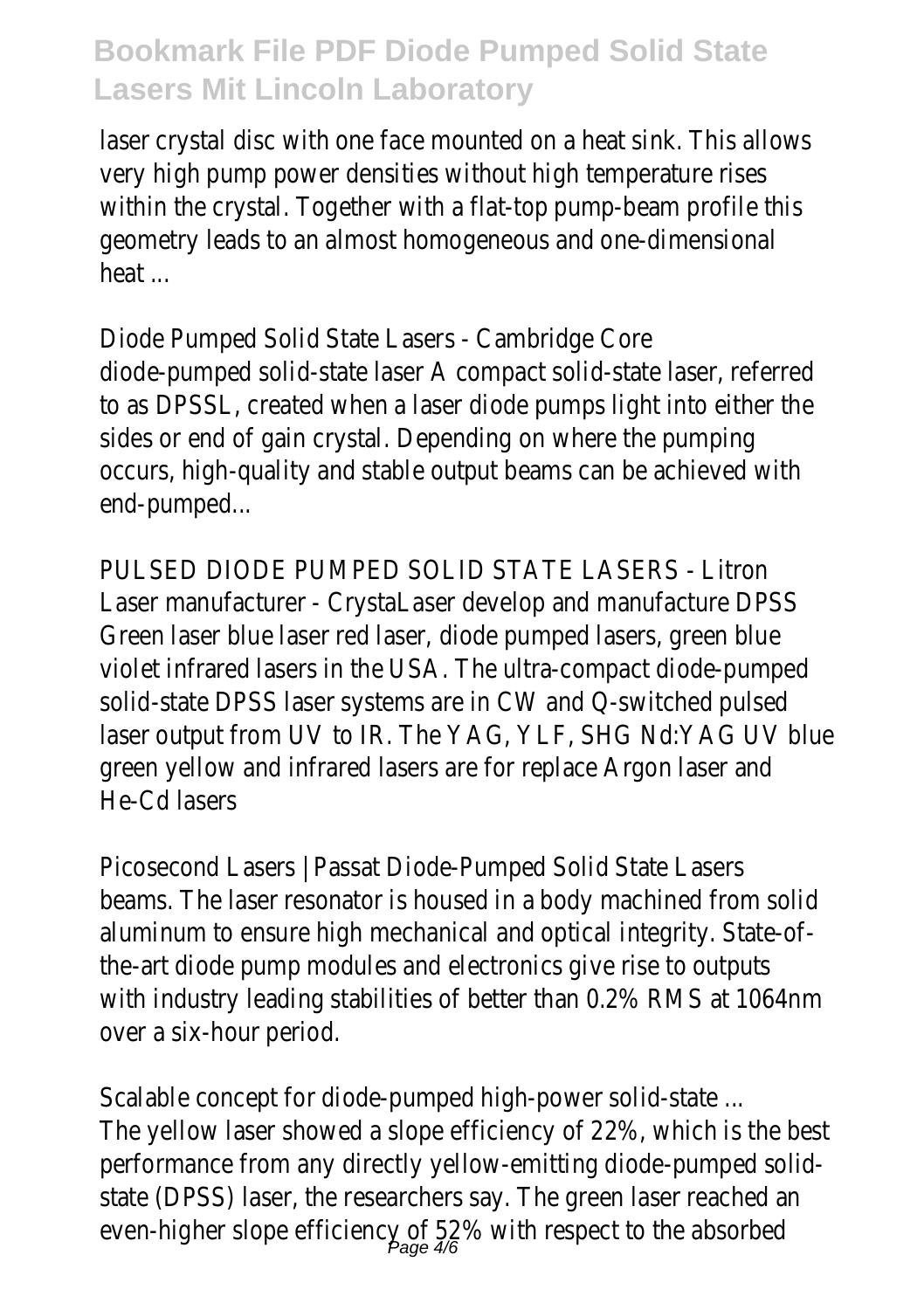laser crystal disc with one face mounted on a heat sink. This allows very high pump power densities without high temperature rises within the crystal. Together with a flat-top pump-beam profile this geometry leads to an almost homogeneous and one-dimensional heat ...

Diode Pumped Solid State Lasers - Cambridge Core
diode-pumped solid-state laser A compact solid-state laser, referred to as DPSSL, created when a laser diode pumps light into either the sides or end of gain crystal. Depending on where the pumping occurs, high-quality and stable output beams can be achieved with end-pumped...

PULSED DIODE PUMPED SOLID STATE LASERS - Litron
Laser manufacturer - CrystaLaser develop and manufacture DPSS Green laser blue laser red laser, diode pumped lasers, green blue violet infrared lasers in the USA. The ultra-compact diode-pumped solid-state DPSS laser systems are in CW and Q-switched pulsed laser output from UV to IR. The YAG, YLF, SHG Nd:YAG UV blue green yellow and infrared lasers are for replace Argon laser and He-Cd lasers

Picosecond Lasers | Passat Diode-Pumped Solid State Lasers
beams. The laser resonator is housed in a body machined from solid aluminum to ensure high mechanical and optical integrity. State-of-the-art diode pump modules and electronics give rise to outputs with industry leading stabilities of better than 0.2% RMS at 1064nm over a six-hour period.

Scalable concept for diode-pumped high-power solid-state ...
The yellow laser showed a slope efficiency of 22%, which is the best performance from any directly yellow-emitting diode-pumped solid-state (DPSS) laser, the researchers say. The green laser reached an even-higher slope efficiency of 52% with respect to the absorbed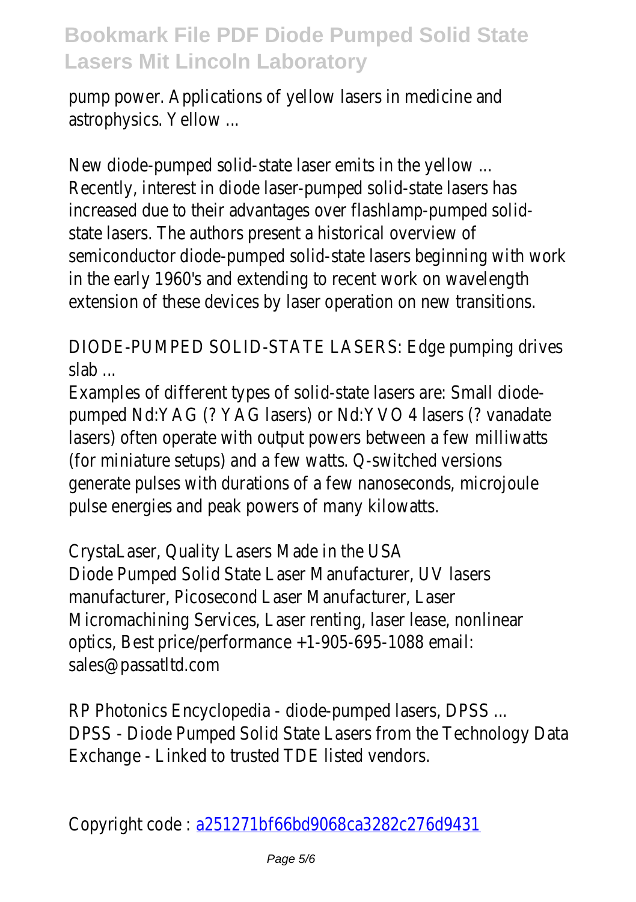pump power. Applications of yellow lasers in medicine and astrophysics. Yellow ...

New diode-pumped solid-state laser emits in the yellow ...
Recently, interest in diode laser-pumped solid-state lasers has increased due to their advantages over flashlamp-pumped solid-state lasers. The authors present a historical overview of semiconductor diode-pumped solid-state lasers beginning with work in the early 1960's and extending to recent work on wavelength extension of these devices by laser operation on new transitions.

DIODE-PUMPED SOLID-STATE LASERS: Edge pumping drives slab ...
Examples of different types of solid-state lasers are: Small diode-pumped Nd:YAG (? YAG lasers) or Nd:YVO 4 lasers (? vanadate lasers) often operate with output powers between a few milliwatts (for miniature setups) and a few watts. Q-switched versions generate pulses with durations of a few nanoseconds, microjoule pulse energies and peak powers of many kilowatts.

CrystaLaser, Quality Lasers Made in the USA
Diode Pumped Solid State Laser Manufacturer, UV lasers manufacturer, Picosecond Laser Manufacturer, Laser Micromachining Services, Laser renting, laser lease, nonlinear optics, Best price/performance +1-905-695-1088 email: sales@passatltd.com

RP Photonics Encyclopedia - diode-pumped lasers, DPSS ...
DPSS - Diode Pumped Solid State Lasers from the Technology Data Exchange - Linked to trusted TDE listed vendors.

Copyright code : a251271bf66bd9068ca3282c276d9431